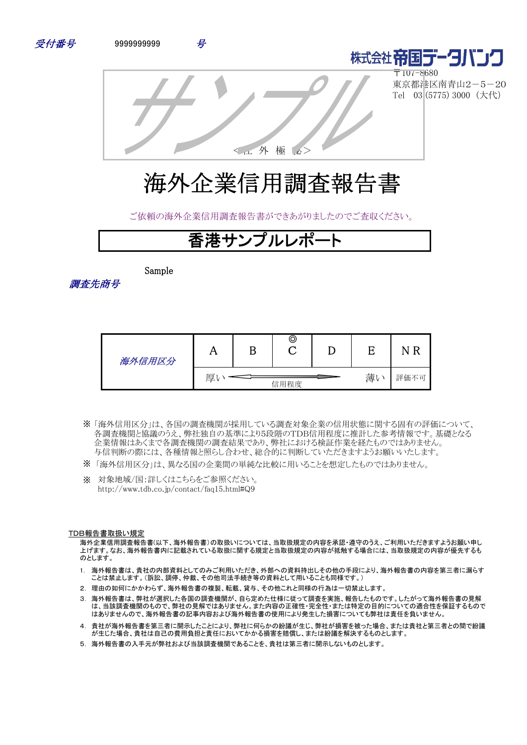*受付番号*　　9999999999　　*号*

株式会社帝国データバンク
〒107-8680
東京都港区南青山2－5－20
Tel　03 (5775) 3000（大代）

サンプル

＜社 外 極 秘＞

# 海外企業信用調査報告書

ご依頼の海外企業信用調査報告書ができあがりましたのでご査収ください。

## 香港サンプルレポート

*調査先商号*　　Sample

| *海外信用区分* | A | B | ◎ C | D | E | NR |
|---|---|---|---|---|---|---|
| | 厚い | 信用程度 | | | 薄い | 評価不可 |

※「海外信用区分」は、各国の調査機関が採用している調査対象企業の信用状態に関する固有の評価について、各調査機関と協議のうえ、弊社独自の基準により5段階のTDB信用程度に推計した参考情報です。基礎となる企業情報はあくまで各調査機関の調査結果であり、弊社における検証作業を経たものではありません。与信判断の際には、各種情報と照らし合わせ、総合的に判断していただきますようお願いいたします。

※「海外信用区分」は、異なる国の企業間の単純な比較に用いることを想定したものではありません。

※　対象地域/国:詳しくはこちらをご参照ください。
http://www.tdb.co.jp/contact/faq15.html#Q9

TDB報告書取扱い規定

海外企業信用調査報告書(以下、海外報告書)の取扱いについては、当取扱規定の内容を承認・遵守のうえ、ご利用いただきますようお願い申し上げます。なお、海外報告書内に記載されている取扱に関する規定と当取扱規定の内容が抵触する場合には、当取扱規定の内容が優先するものとします。

1. 海外報告書は、貴社の内部資料としてのみご利用いただき、外部への資料持出しその他の手段により、海外報告書の内容を第三者に漏らすことは禁止します。(訴訟、調停、仲裁、その他司法手続き等の資料として用いることも同様です。)
2. 理由の如何にかかわらず、海外報告書の複製、転載、貸与、その他これと同様の行為は一切禁止します。
3. 海外報告書は、弊社が選択した各国の調査機関が、自ら定めた仕様に従って調査を実施、報告したものです。したがって海外報告書の見解は、当該調査機関のもので、弊社の見解ではありません。また内容の正確性・完全性・または特定の目的についての適合性を保証するものではありませんので、海外報告書の記事内容および海外報告書の使用により発生した損害についても弊社は責任を負いません。
4. 貴社が海外報告書を第三者に開示したことにより、弊社に何らかの紛議が生じ、弊社が損害を被った場合、または貴社と第三者との間で紛議が生じた場合、貴社は自己の費用負担と責任においてかかる損害を賠償し、または紛議を解決するものとします。
5. 海外報告書の入手元が弊社および当該調査機関であることを、貴社は第三者に開示しないものとします。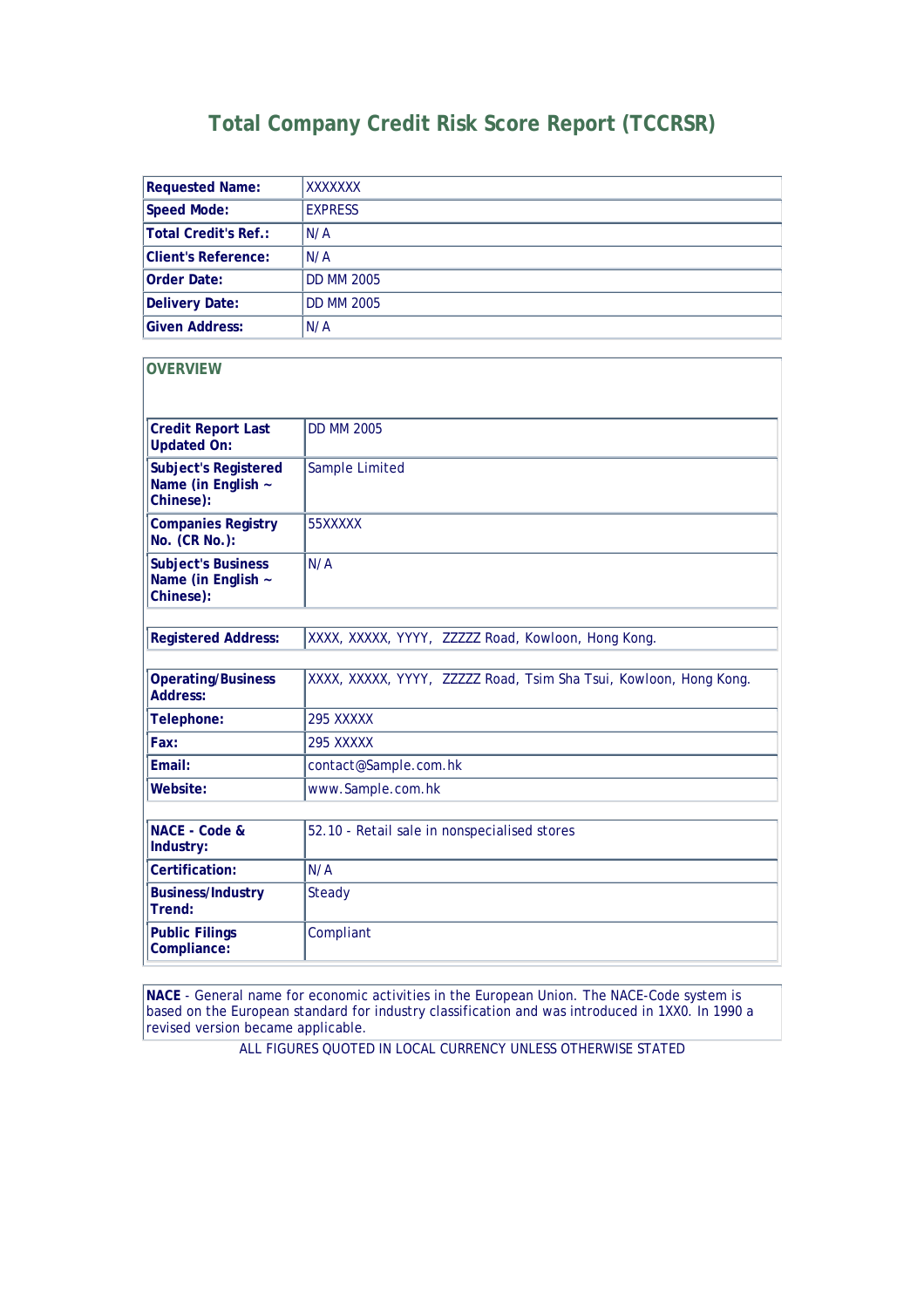# Total Company Credit Risk Score Report (TCCRSR)

| Requested Name: | XXXXXXX |
|---|---|
| Speed Mode: | EXPRESS |
| Total Credit's Ref.: | N/A |
| Client's Reference: | N/A |
| Order Date: | DD MM 2005 |
| Delivery Date: | DD MM 2005 |
| Given Address: | N/A |

## OVERVIEW

| Credit Report Last Updated On: | DD MM 2005 |
|---|---|
| Subject's Registered Name (in English ~ Chinese): | Sample Limited |
| Companies Registry No. (CR No.): | 55XXXXX |
| Subject's Business Name (in English ~ Chinese): | N/A |

| Registered Address: | XXXX, XXXXX, YYYY, ZZZZZ Road, Kowloon, Hong Kong. |
|---|---|

| Operating/Business Address: | XXXX, XXXXX, YYYY, ZZZZZ Road, Tsim Sha Tsui, Kowloon, Hong Kong. |
|---|---|
| Telephone: | 295 XXXXX |
| Fax: | 295 XXXXX |
| Email: | contact@Sample.com.hk |
| Website: | www.Sample.com.hk |

| NACE - Code & Industry: | 52.10 - Retail sale in nonspecialised stores |
|---|---|
| Certification: | N/A |
| Business/Industry Trend: | Steady |
| Public Filings Compliance: | Compliant |

**NACE** - General name for economic activities in the European Union. The NACE-Code system is based on the European standard for industry classification and was introduced in 1XX0. In 1990 a revised version became applicable.

ALL FIGURES QUOTED IN LOCAL CURRENCY UNLESS OTHERWISE STATED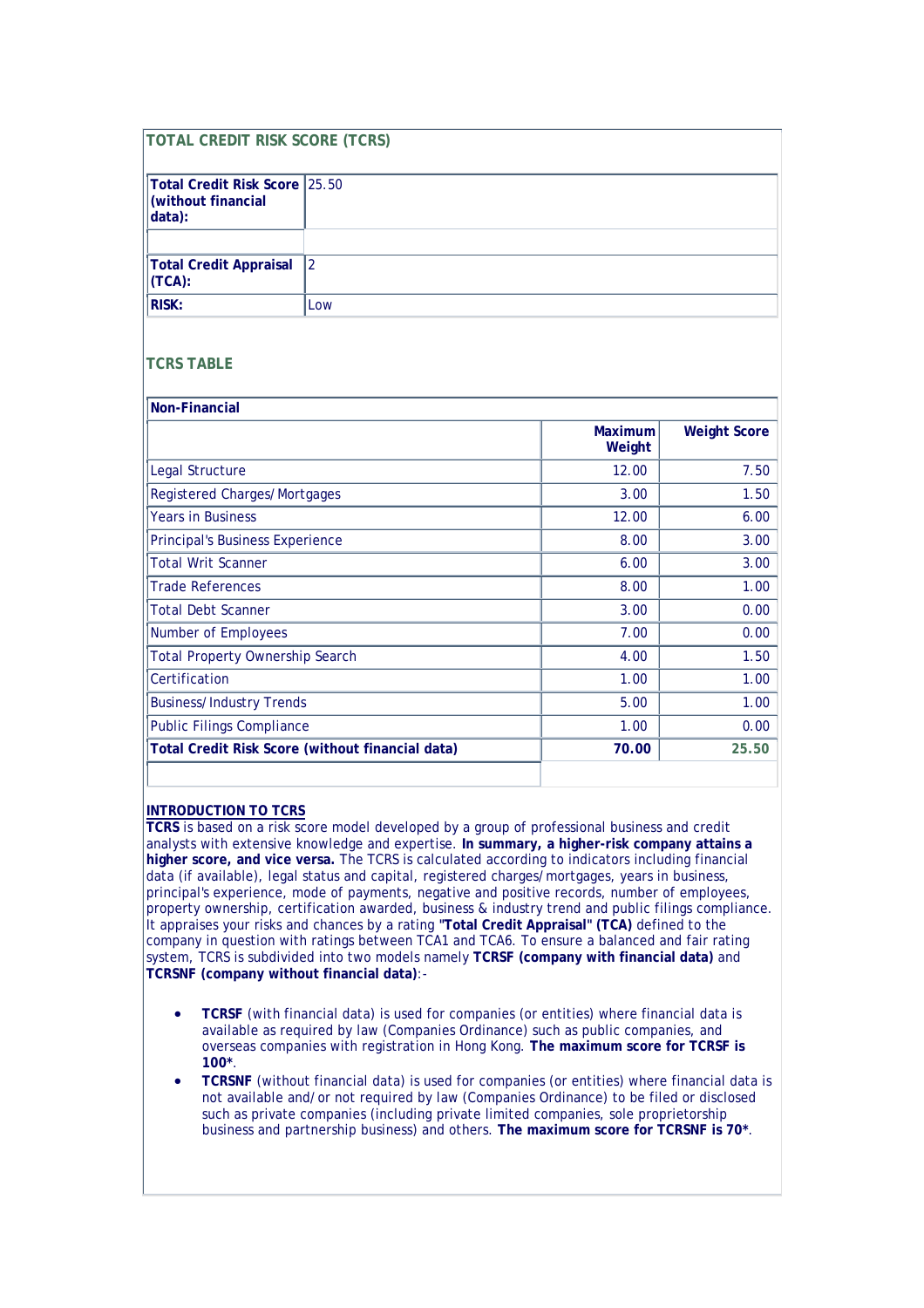## TOTAL CREDIT RISK SCORE (TCRS)

| | |
|---|---|
| **Total Credit Risk Score (without financial data):** | 25.50 |
| | |
| **Total Credit Appraisal (TCA):** | 2 |
| **RISK:** | Low |

## TCRS TABLE

| Non-Financial | | |
|---|---|---|
| | **Maximum Weight** | **Weight Score** |
| Legal Structure | 12.00 | 7.50 |
| Registered Charges/Mortgages | 3.00 | 1.50 |
| Years in Business | 12.00 | 6.00 |
| Principal's Business Experience | 8.00 | 3.00 |
| Total Writ Scanner | 6.00 | 3.00 |
| Trade References | 8.00 | 1.00 |
| Total Debt Scanner | 3.00 | 0.00 |
| Number of Employees | 7.00 | 0.00 |
| Total Property Ownership Search | 4.00 | 1.50 |
| Certification | 1.00 | 1.00 |
| Business/Industry Trends | 5.00 | 1.00 |
| Public Filings Compliance | 1.00 | 0.00 |
| **Total Credit Risk Score (without financial data)** | **70.00** | **25.50** |

**INTRODUCTION TO TCRS**

**TCRS** is based on a risk score model developed by a group of professional business and credit analysts with extensive knowledge and expertise. **In summary, a higher-risk company attains a higher score, and vice versa.** The TCRS is calculated according to indicators including financial data (if available), legal status and capital, registered charges/mortgages, years in business, principal's experience, mode of payments, negative and positive records, number of employees, property ownership, certification awarded, business & industry trend and public filings compliance. It appraises your risks and chances by a rating **"Total Credit Appraisal" (TCA)** defined to the company in question with ratings between TCA1 and TCA6. To ensure a balanced and fair rating system, TCRS is subdivided into two models namely **TCRSF (company with financial data)** and **TCRSNF (company without financial data)**:-

- **TCRSF** (with financial data) is used for companies (or entities) where financial data is available as required by law (Companies Ordinance) such as public companies, and overseas companies with registration in Hong Kong. **The maximum score for TCRSF is 100***.
- **TCRSNF** (without financial data) is used for companies (or entities) where financial data is not available and/or not required by law (Companies Ordinance) to be filed or disclosed such as private companies (including private limited companies, sole proprietorship business and partnership business) and others. **The maximum score for TCRSNF is 70***.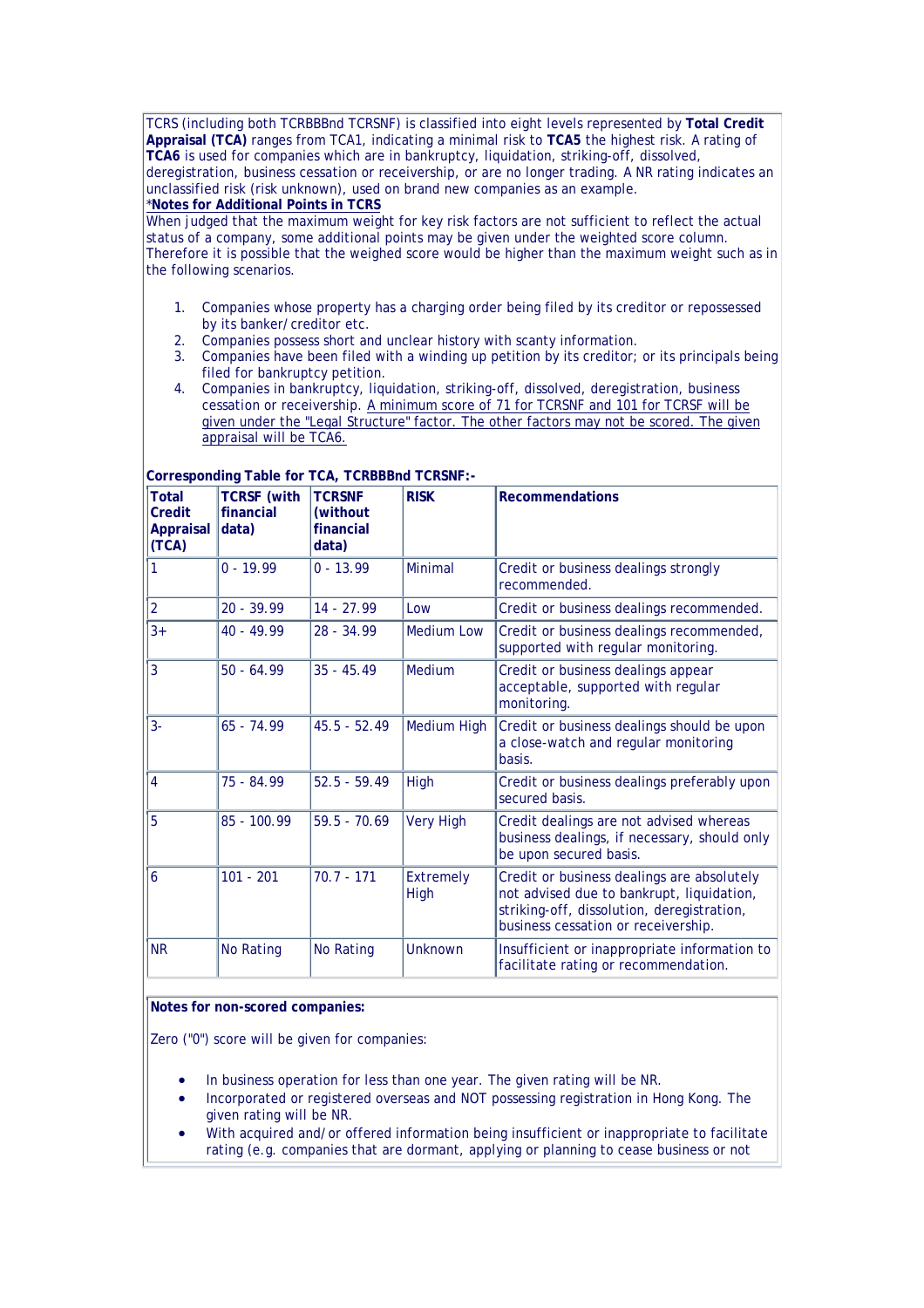TCRS (including both TCRBBBnd TCRSNF) is classified into eight levels represented by **Total Credit Appraisal (TCA)** ranges from TCA1, indicating a minimal risk to **TCA5** the highest risk. A rating of **TCA6** is used for companies which are in bankruptcy, liquidation, striking-off, dissolved, deregistration, business cessation or receivership, or are no longer trading. A NR rating indicates an unclassified risk (risk unknown), used on brand new companies as an example.

*__Notes for Additional Points in TCRS__

When judged that the maximum weight for key risk factors are not sufficient to reflect the actual status of a company, some additional points may be given under the weighted score column. Therefore it is possible that the weighed score would be higher than the maximum weight such as in the following scenarios.

1. Companies whose property has a charging order being filed by its creditor or repossessed by its banker/creditor etc.
2. Companies possess short and unclear history with scanty information.
3. Companies have been filed with a winding up petition by its creditor; or its principals being filed for bankruptcy petition.
4. Companies in bankruptcy, liquidation, striking-off, dissolved, deregistration, business cessation or receivership. <u>A minimum score of 71 for TCRSNF and 101 for TCRSF will be given under the "Legal Structure" factor. The other factors may not be scored. The given appraisal will be TCA6.</u>

**Corresponding Table for TCA, TCRBBBnd TCRSNF:-**

| Total Credit Appraisal (TCA) | TCRSF (with financial data) | TCRSNF (without financial data) | RISK | Recommendations |
|---|---|---|---|---|
| 1 | 0 - 19.99 | 0 - 13.99 | Minimal | Credit or business dealings strongly recommended. |
| 2 | 20 - 39.99 | 14 - 27.99 | Low | Credit or business dealings recommended. |
| 3+ | 40 - 49.99 | 28 - 34.99 | Medium Low | Credit or business dealings recommended, supported with regular monitoring. |
| 3 | 50 - 64.99 | 35 - 45.49 | Medium | Credit or business dealings appear acceptable, supported with regular monitoring. |
| 3- | 65 - 74.99 | 45.5 - 52.49 | Medium High | Credit or business dealings should be upon a close-watch and regular monitoring basis. |
| 4 | 75 - 84.99 | 52.5 - 59.49 | High | Credit or business dealings preferably upon secured basis. |
| 5 | 85 - 100.99 | 59.5 - 70.69 | Very High | Credit dealings are not advised whereas business dealings, if necessary, should only be upon secured basis. |
| 6 | 101 - 201 | 70.7 - 171 | Extremely High | Credit or business dealings are absolutely not advised due to bankrupt, liquidation, striking-off, dissolution, deregistration, business cessation or receivership. |
| NR | No Rating | No Rating | Unknown | Insufficient or inappropriate information to facilitate rating or recommendation. |

**Notes for non-scored companies:**

Zero ("0") score will be given for companies:

- In business operation for less than one year. The given rating will be NR.
- Incorporated or registered overseas and NOT possessing registration in Hong Kong. The given rating will be NR.
- With acquired and/or offered information being insufficient or inappropriate to facilitate rating (e.g. companies that are dormant, applying or planning to cease business or not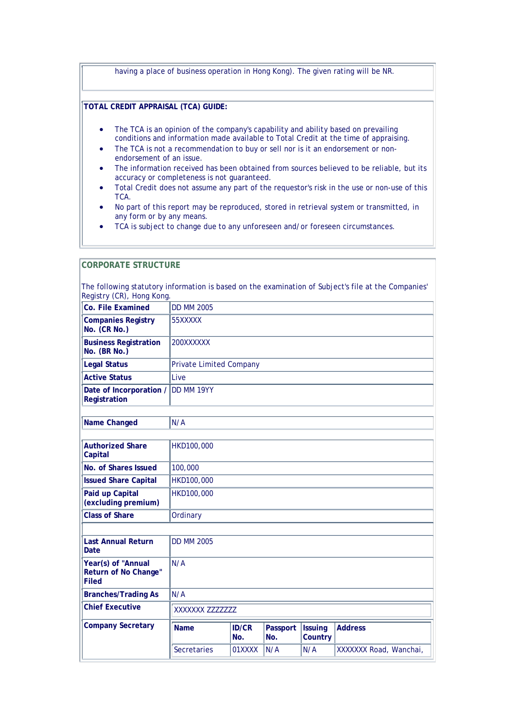having a place of business operation in Hong Kong). The given rating will be NR.

**TOTAL CREDIT APPRAISAL (TCA) GUIDE:**

- The TCA is an opinion of the company's capability and ability based on prevailing conditions and information made available to Total Credit at the time of appraising.
- The TCA is not a recommendation to buy or sell nor is it an endorsement or non-endorsement of an issue.
- The information received has been obtained from sources believed to be reliable, but its accuracy or completeness is not guaranteed.
- Total Credit does not assume any part of the requestor's risk in the use or non-use of this TCA.
- No part of this report may be reproduced, stored in retrieval system or transmitted, in any form or by any means.
- TCA is subject to change due to any unforeseen and/or foreseen circumstances.

## CORPORATE STRUCTURE

The following statutory information is based on the examination of Subject's file at the Companies' Registry (CR), Hong Kong.

| | |
|---|---|
| **Co. File Examined** | DD MM 2005 |
| **Companies Registry No. (CR No.)** | 55XXXXX |
| **Business Registration No. (BR No.)** | 200XXXXXX |
| **Legal Status** | Private Limited Company |
| **Active Status** | Live |
| **Date of Incorporation / Registration** | DD MM 19YY |

| | |
|---|---|
| **Name Changed** | N/A |

| | |
|---|---|
| **Authorized Share Capital** | HKD100,000 |
| **No. of Shares Issued** | 100,000 |
| **Issued Share Capital** | HKD100,000 |
| **Paid up Capital (excluding premium)** | HKD100,000 |
| **Class of Share** | Ordinary |
| | |
| **Last Annual Return Date** | DD MM 2005 |
| **Year(s) of "Annual Return of No Change" Filed** | N/A |
| **Branches/Trading As** | N/A |
| **Chief Executive** | XXXXXXX ZZZZZZZ |

**Company Secretary**

| Name | ID/CR No. | Passport No. | Issuing Country | Address |
|---|---|---|---|---|
| Secretaries | 01XXXX | N/A | N/A | XXXXXXX Road, Wanchai, |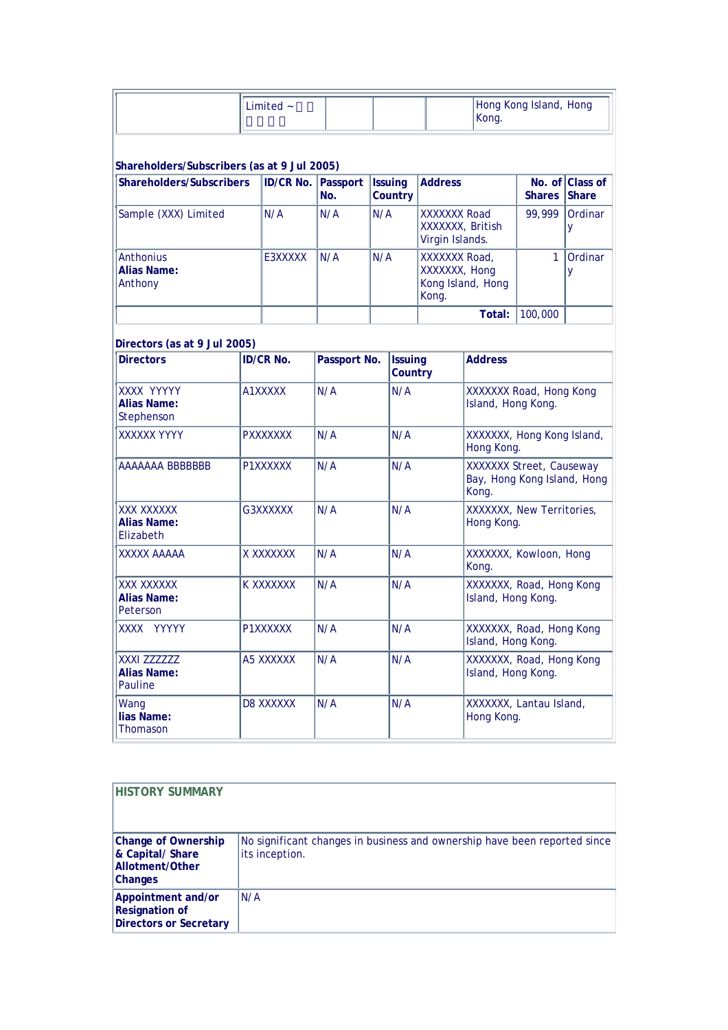| | Limited ~□□<br>□□□□ | | | | Hong Kong Island, Hong Kong. |
|---|---|---|---|---|---|

**Shareholders/Subscribers (as at 9 Jul 2005)**

| Shareholders/Subscribers | ID/CR No. | Passport No. | Issuing Country | Address | No. of Shares | Class of Share |
|---|---|---|---|---|---|---|
| Sample (XXX) Limited | N/A | N/A | N/A | XXXXXXX Road XXXXXXX, British Virgin Islands. | 99,999 | Ordinary |
| Anthonius<br>**Alias Name:**<br>Anthony | E3XXXXX | N/A | N/A | XXXXXXX Road, XXXXXXX, Hong Kong Island, Hong Kong. | 1 | Ordinary |
| | | | | **Total:** | 100,000 | |

**Directors (as at 9 Jul 2005)**

| Directors | ID/CR No. | Passport No. | Issuing Country | Address |
|---|---|---|---|---|
| XXXX YYYYY<br>**Alias Name:**<br>Stephenson | A1XXXXX | N/A | N/A | XXXXXXX Road, Hong Kong Island, Hong Kong. |
| XXXXXX YYYY | PXXXXXXX | N/A | N/A | XXXXXXX, Hong Kong Island, Hong Kong. |
| AAAAAAA BBBBBBB | P1XXXXXX | N/A | N/A | XXXXXXX Street, Causeway Bay, Hong Kong Island, Hong Kong. |
| XXX XXXXXX<br>**Alias Name:**<br>Elizabeth | G3XXXXXX | N/A | N/A | XXXXXXX, New Territories, Hong Kong. |
| XXXXX AAAAA | X XXXXXXX | N/A | N/A | XXXXXXX, Kowloon, Hong Kong. |
| XXX XXXXXX<br>**Alias Name:**<br>Peterson | K XXXXXXX | N/A | N/A | XXXXXXX, Road, Hong Kong Island, Hong Kong. |
| XXXX YYYYY | P1XXXXXX | N/A | N/A | XXXXXXX, Road, Hong Kong Island, Hong Kong. |
| XXXI ZZZZZZ<br>**Alias Name:**<br>Pauline | A5 XXXXXX | N/A | N/A | XXXXXXX, Road, Hong Kong Island, Hong Kong. |
| Wang<br>**lias Name:**<br>Thomason | D8 XXXXXX | N/A | N/A | XXXXXXX, Lantau Island, Hong Kong. |

## HISTORY SUMMARY

| | |
|---|---|
| **Change of Ownership & Capital/ Share Allotment/Other Changes** | No significant changes in business and ownership have been reported since its inception. |
| **Appointment and/or Resignation of Directors or Secretary** | N/A |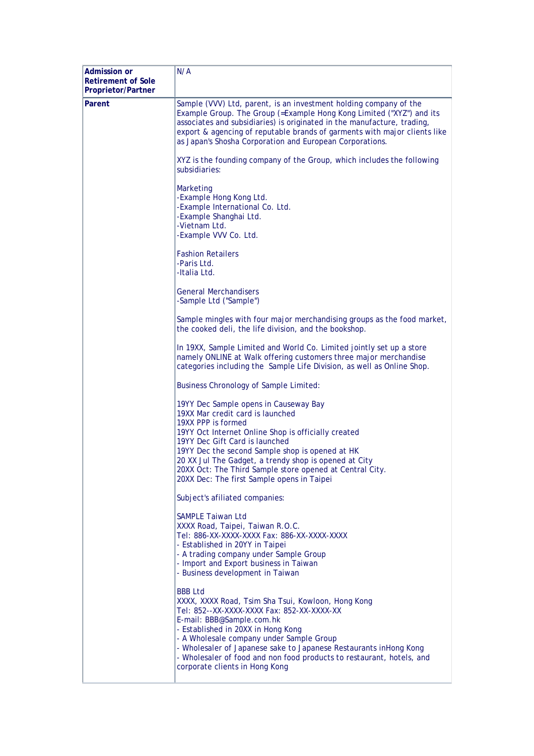| | |
|---|---|
| **Admission or Retirement of Sole Proprietor/Partner** | N/A |
| **Parent** | Sample (VVV) Ltd, parent, is an investment holding company of the Example Group. The Group (=Example Hong Kong Limited ("XYZ") and its associates and subsidiaries) is originated in the manufacture, trading, export & agencing of reputable brands of garments with major clients like as Japan's Shosha Corporation and European Corporations.<br><br>XYZ is the founding company of the Group, which includes the following subsidiaries:<br><br>Marketing<br>-Example Hong Kong Ltd.<br>-Example International Co. Ltd.<br>-Example Shanghai Ltd.<br>-Vietnam Ltd.<br>-Example VVV Co. Ltd.<br><br>Fashion Retailers<br>-Paris Ltd.<br>-Italia Ltd.<br><br>General Merchandisers<br>-Sample Ltd ("Sample")<br><br>Sample mingles with four major merchandising groups as the food market, the cooked deli, the life division, and the bookshop.<br><br>In 19XX, Sample Limited and World Co. Limited jointly set up a store namely ONLINE at Walk offering customers three major merchandise categories including the Sample Life Division, as well as Online Shop.<br><br>Business Chronology of Sample Limited:<br><br>19YY Dec Sample opens in Causeway Bay<br>19XX Mar credit card is launched<br>19XX PPP is formed<br>19YY Oct Internet Online Shop is officially created<br>19YY Dec Gift Card is launched<br>19YY Dec the second Sample shop is opened at HK<br>20 XX Jul The Gadget, a trendy shop is opened at City<br>20XX Oct: The Third Sample store opened at Central City.<br>20XX Dec: The first Sample opens in Taipei<br><br>Subject's afiliated companies:<br><br>SAMPLE Taiwan Ltd<br>XXXX Road, Taipei, Taiwan R.O.C.<br>Tel: 886-XX-XXXX-XXXX Fax: 886-XX-XXXX-XXXX<br>- Established in 20YY in Taipei<br>- A trading company under Sample Group<br>- Import and Export business in Taiwan<br>- Business development in Taiwan<br><br>BBB Ltd<br>XXXX, XXXX Road, Tsim Sha Tsui, Kowloon, Hong Kong<br>Tel: 852--XX-XXXX-XXXX Fax: 852-XX-XXXX-XX<br>E-mail: BBB@Sample.com.hk<br>- Established in 20XX in Hong Kong<br>- A Wholesale company under Sample Group<br>- Wholesaler of Japanese sake to Japanese Restaurants inHong Kong<br>- Wholesaler of food and non food products to restaurant, hotels, and corporate clients in Hong Kong |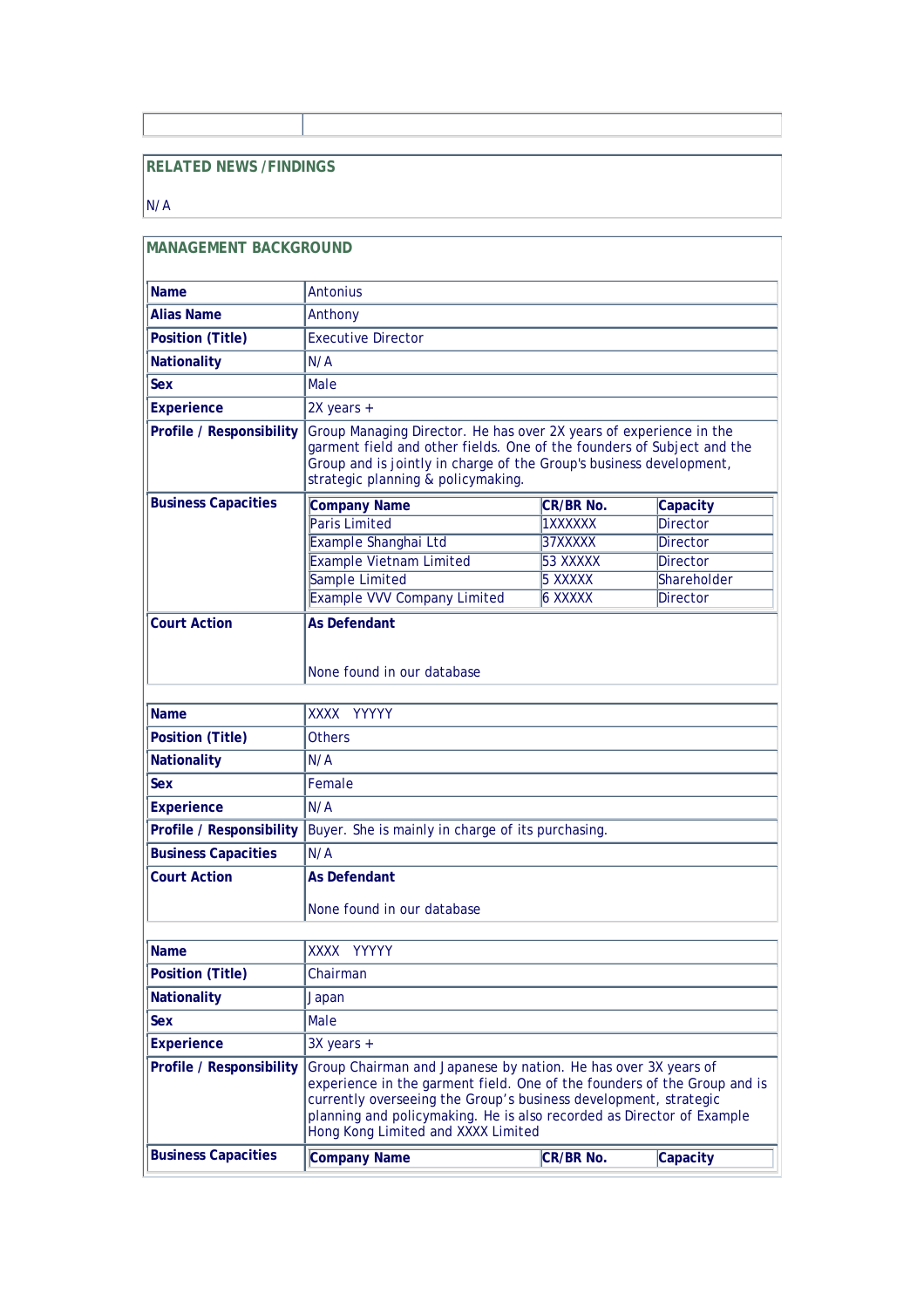| | |
|---|---|

## RELATED NEWS / FINDINGS

N/A

## MANAGEMENT BACKGROUND

| | |
|---|---|
| **Name** | Antonius |
| **Alias Name** | Anthony |
| **Position (Title)** | Executive Director |
| **Nationality** | N/A |
| **Sex** | Male |
| **Experience** | 2X years + |
| **Profile / Responsibility** | Group Managing Director. He has over 2X years of experience in the garment field and other fields. One of the founders of Subject and the Group and is jointly in charge of the Group's business development, strategic planning & policymaking. |
| **Business Capacities** | |

| Company Name | CR/BR No. | Capacity |
|---|---|---|
| Paris Limited | 1XXXXXX | Director |
| Example Shanghai Ltd | 37XXXXX | Director |
| Example Vietnam Limited | 53 XXXXX | Director |
| Sample Limited | 5 XXXXX | Shareholder |
| Example VVV Company Limited | 6 XXXXX | Director |

| | |
|---|---|
| **Court Action** | **As Defendant**<br><br>None found in our database |

| | |
|---|---|
| **Name** | XXXX YYYYY |
| **Position (Title)** | Others |
| **Nationality** | N/A |
| **Sex** | Female |
| **Experience** | N/A |
| **Profile / Responsibility** | Buyer. She is mainly in charge of its purchasing. |
| **Business Capacities** | N/A |
| **Court Action** | **As Defendant**<br><br>None found in our database |

| | |
|---|---|
| **Name** | XXXX YYYYY |
| **Position (Title)** | Chairman |
| **Nationality** | Japan |
| **Sex** | Male |
| **Experience** | 3X years + |
| **Profile / Responsibility** | Group Chairman and Japanese by nation. He has over 3X years of experience in the garment field. One of the founders of the Group and is currently overseeing the Group's business development, strategic planning and policymaking. He is also recorded as Director of Example Hong Kong Limited and XXXX Limited |
| **Business Capacities** | |

| Company Name | CR/BR No. | Capacity |
|---|---|---|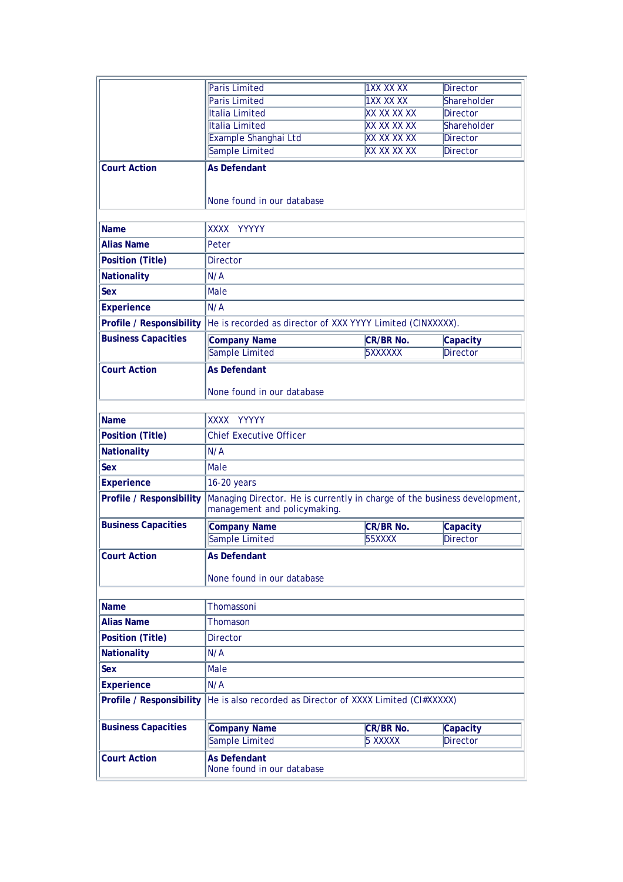| | Company Name | CR/BR No. | Capacity |
|---|---|---|---|
| | Paris Limited | 1XX XX XX | Director |
| | Paris Limited | 1XX XX XX | Shareholder |
| | Italia Limited | XX XX XX XX | Director |
| | Italia Limited | XX XX XX XX | Shareholder |
| | Example Shanghai Ltd | XX XX XX XX | Director |
| | Sample Limited | XX XX XX XX | Director |

| | |
|---|---|
| **Court Action** | **As Defendant**<br><br>None found in our database |

| | |
|---|---|
| **Name** | XXXX YYYYY |
| **Alias Name** | Peter |
| **Position (Title)** | Director |
| **Nationality** | N/A |
| **Sex** | Male |
| **Experience** | N/A |
| **Profile / Responsibility** | He is recorded as director of XXX YYYY Limited (CINXXXXX). |
| **Business Capacities** | **Company Name** / **CR/BR No.** / **Capacity**<br>Sample Limited / 5XXXXXX / Director |
| **Court Action** | **As Defendant**<br><br>None found in our database |

| | |
|---|---|
| **Name** | XXXX YYYYY |
| **Position (Title)** | Chief Executive Officer |
| **Nationality** | N/A |
| **Sex** | Male |
| **Experience** | 16-20 years |
| **Profile / Responsibility** | Managing Director. He is currently in charge of the business development, management and policymaking. |
| **Business Capacities** | **Company Name** / **CR/BR No.** / **Capacity**<br>Sample Limited / 55XXXX / Director |
| **Court Action** | **As Defendant**<br><br>None found in our database |

| | |
|---|---|
| **Name** | Thomassoni |
| **Alias Name** | Thomason |
| **Position (Title)** | Director |
| **Nationality** | N/A |
| **Sex** | Male |
| **Experience** | N/A |
| **Profile / Responsibility** | He is also recorded as Director of XXXX Limited (CI#XXXXX) |
| **Business Capacities** | **Company Name** / **CR/BR No.** / **Capacity**<br>Sample Limited / 5 XXXXX / Director |
| **Court Action** | **As Defendant**<br>None found in our database |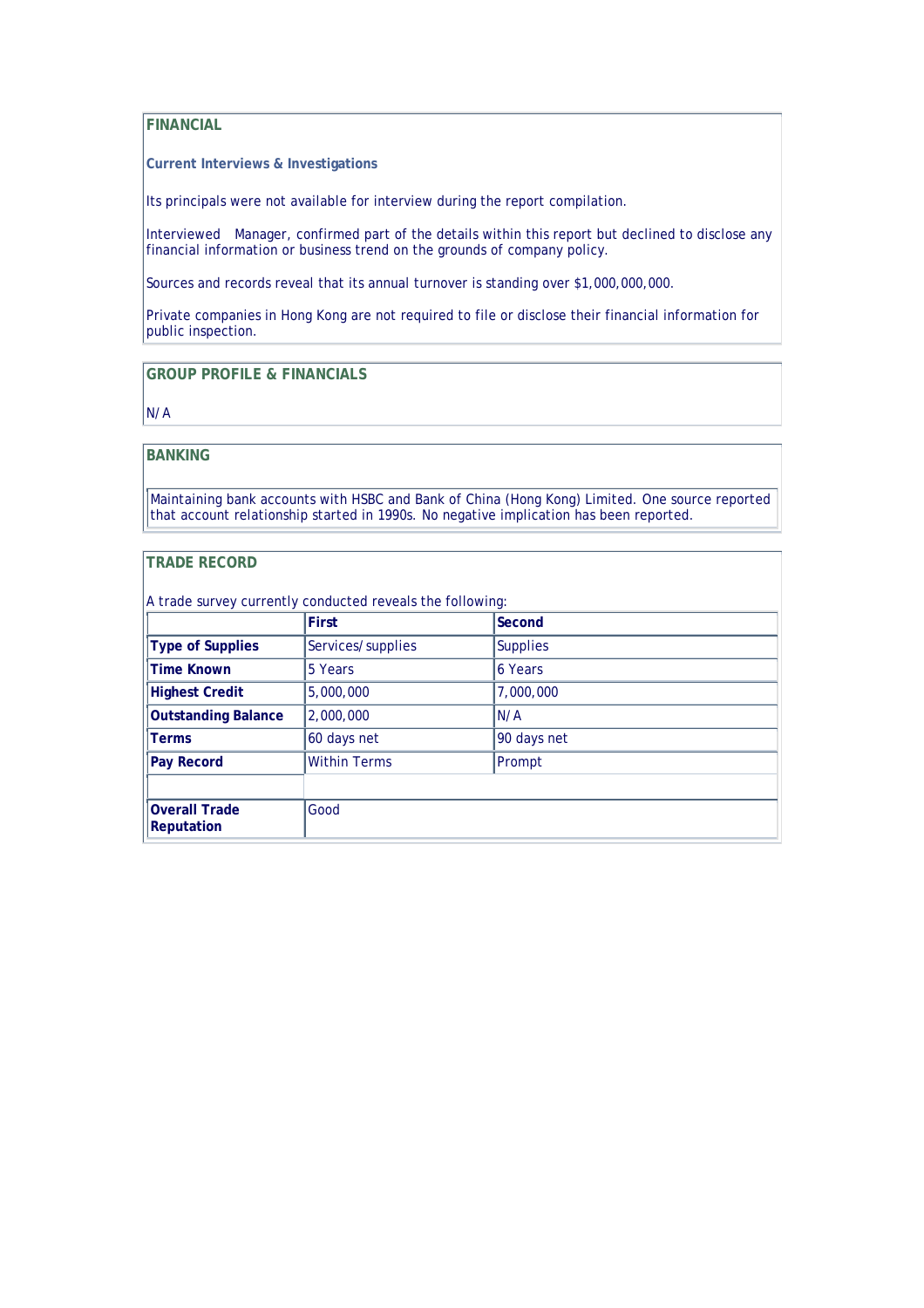## FINANCIAL

### Current Interviews & Investigations

Its principals were not available for interview during the report compilation.

Interviewed Manager, confirmed part of the details within this report but declined to disclose any financial information or business trend on the grounds of company policy.

Sources and records reveal that its annual turnover is standing over $1,000,000,000.

Private companies in Hong Kong are not required to file or disclose their financial information for public inspection.

## GROUP PROFILE & FINANCIALS

N/A

## BANKING

Maintaining bank accounts with HSBC and Bank of China (Hong Kong) Limited. One source reported that account relationship started in 1990s. No negative implication has been reported.

## TRADE RECORD

A trade survey currently conducted reveals the following:

| | **First** | **Second** |
|---|---|---|
| **Type of Supplies** | Services/supplies | Supplies |
| **Time Known** | 5 Years | 6 Years |
| **Highest Credit** | 5,000,000 | 7,000,000 |
| **Outstanding Balance** | 2,000,000 | N/A |
| **Terms** | 60 days net | 90 days net |
| **Pay Record** | Within Terms | Prompt |
| | | |
| **Overall Trade Reputation** | Good | |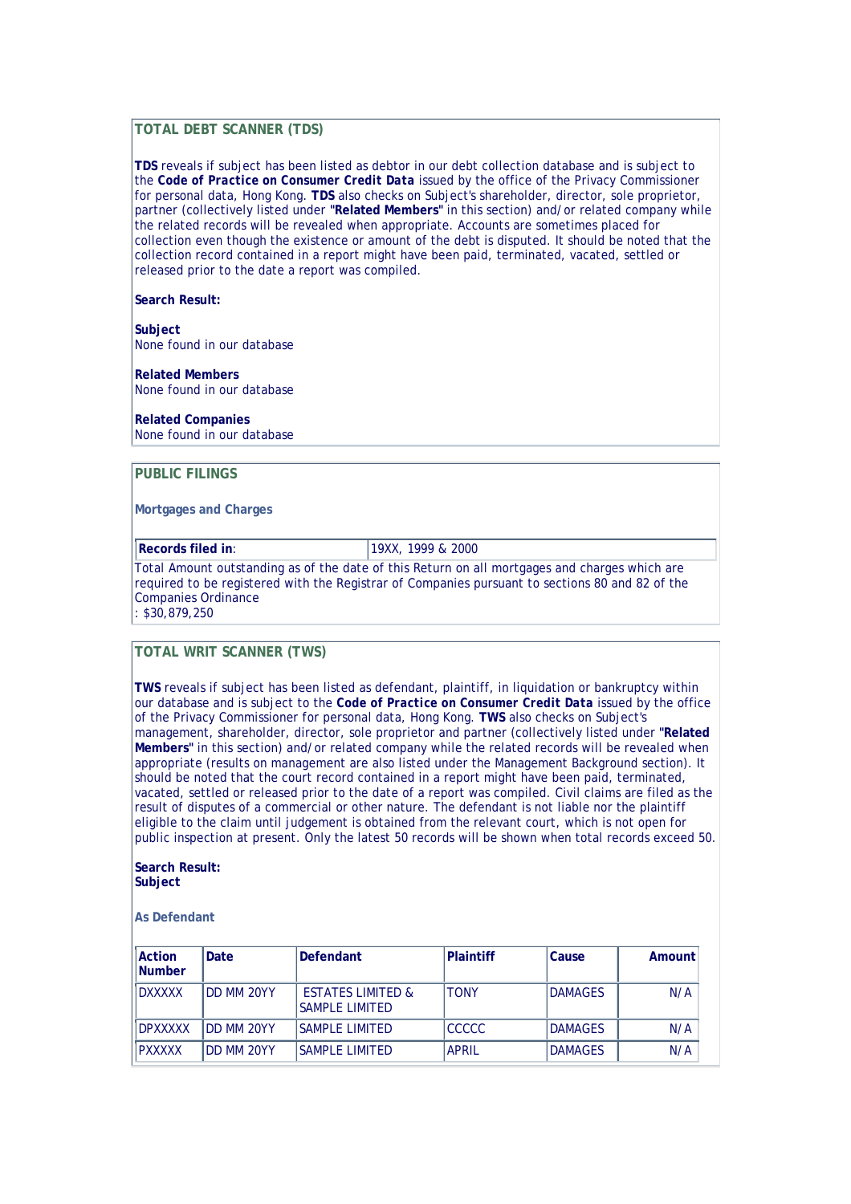## TOTAL DEBT SCANNER (TDS)

**TDS** reveals if subject has been listed as debtor in our debt collection database and is subject to the **Code of Practice on Consumer Credit Data** issued by the office of the Privacy Commissioner for personal data, Hong Kong. **TDS** also checks on Subject's shareholder, director, sole proprietor, partner (collectively listed under **"Related Members"** in this section) and/or related company while the related records will be revealed when appropriate. Accounts are sometimes placed for collection even though the existence or amount of the debt is disputed. It should be noted that the collection record contained in a report might have been paid, terminated, vacated, settled or released prior to the date a report was compiled.

**Search Result:**

**Subject**
None found in our database

**Related Members**
None found in our database

**Related Companies**
None found in our database

## PUBLIC FILINGS

### Mortgages and Charges

| **Records filed in**: | 19XX, 1999 & 2000 |
|---|---|

Total Amount outstanding as of the date of this Return on all mortgages and charges which are required to be registered with the Registrar of Companies pursuant to sections 80 and 82 of the Companies Ordinance
: $30,879,250

## TOTAL WRIT SCANNER (TWS)

**TWS** reveals if subject has been listed as defendant, plaintiff, in liquidation or bankruptcy within our database and is subject to the **Code of Practice on Consumer Credit Data** issued by the office of the Privacy Commissioner for personal data, Hong Kong. **TWS** also checks on Subject's management, shareholder, director, sole proprietor and partner (collectively listed under **"Related Members"** in this section) and/or related company while the related records will be revealed when appropriate (results on management are also listed under the Management Background section). It should be noted that the court record contained in a report might have been paid, terminated, vacated, settled or released prior to the date of a report was compiled. Civil claims are filed as the result of disputes of a commercial or other nature. The defendant is not liable nor the plaintiff eligible to the claim until judgement is obtained from the relevant court, which is not open for public inspection at present. Only the latest 50 records will be shown when total records exceed 50.

**Search Result:**
**Subject**

### As Defendant

| Action Number | Date | Defendant | Plaintiff | Cause | Amount |
|---|---|---|---|---|---|
| DXXXXX | DD MM 20YY | ESTATES LIMITED & SAMPLE LIMITED | TONY | DAMAGES | N/A |
| DPXXXXX | DD MM 20YY | SAMPLE LIMITED | CCCCC | DAMAGES | N/A |
| PXXXXX | DD MM 20YY | SAMPLE LIMITED | APRIL | DAMAGES | N/A |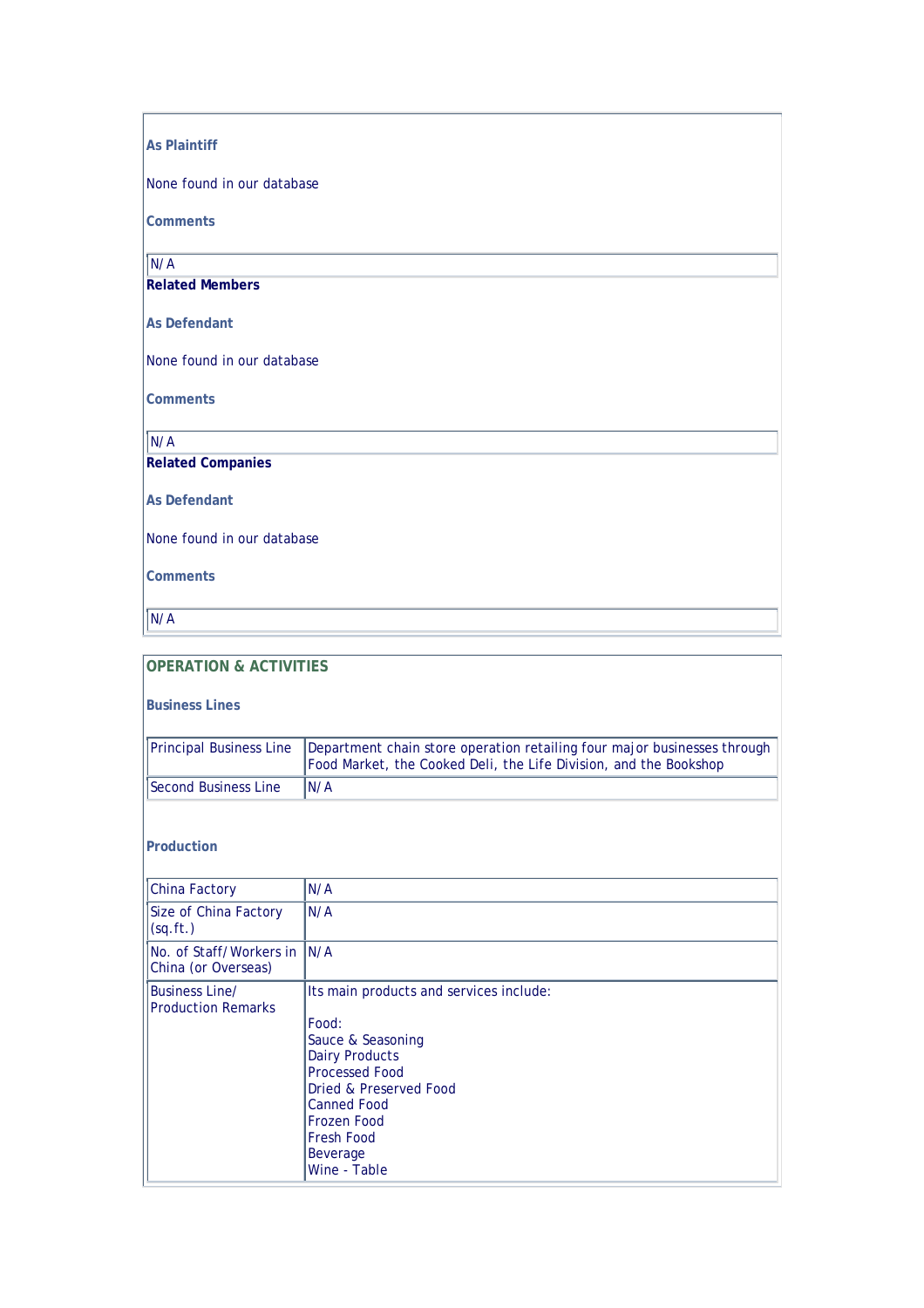**As Plaintiff**

None found in our database

**Comments**

| N/A |
|---|

**Related Members**

**As Defendant**

None found in our database

**Comments**

| N/A |
|---|

**Related Companies**

**As Defendant**

None found in our database

**Comments**

| N/A |
|---|

## OPERATION & ACTIVITIES

### Business Lines

| | |
|---|---|
| Principal Business Line | Department chain store operation retailing four major businesses through Food Market, the Cooked Deli, the Life Division, and the Bookshop |
| Second Business Line | N/A |

### Production

| | |
|---|---|
| China Factory | N/A |
| Size of China Factory (sq.ft.) | N/A |
| No. of Staff/Workers in China (or Overseas) | N/A |
| Business Line/ Production Remarks | Its main products and services include:<br><br>Food:<br>Sauce & Seasoning<br>Dairy Products<br>Processed Food<br>Dried & Preserved Food<br>Canned Food<br>Frozen Food<br>Fresh Food<br>Beverage<br>Wine - Table |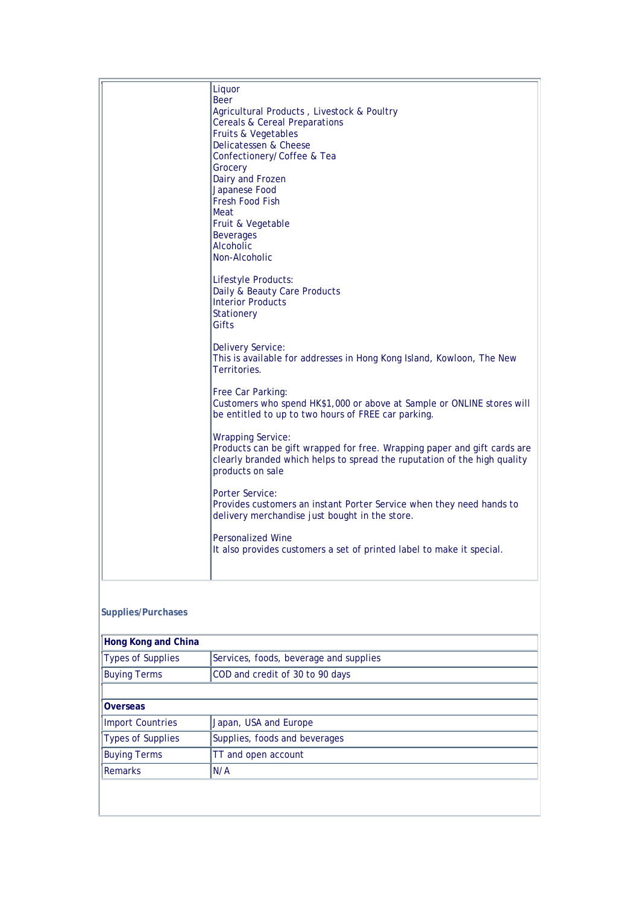| | |
|---|---|
| | Liquor<br>Beer<br>Agricultural Products , Livestock & Poultry<br>Cereals & Cereal Preparations<br>Fruits & Vegetables<br>Delicatessen & Cheese<br>Confectionery/Coffee & Tea<br>Grocery<br>Dairy and Frozen<br>Japanese Food<br>Fresh Food Fish<br>Meat<br>Fruit & Vegetable<br>Beverages<br>Alcoholic<br>Non-Alcoholic<br><br>Lifestyle Products:<br>Daily & Beauty Care Products<br>Interior Products<br>Stationery<br>Gifts<br><br>Delivery Service:<br>This is available for addresses in Hong Kong Island, Kowloon, The New Territories.<br><br>Free Car Parking:<br>Customers who spend HK$1,000 or above at Sample or ONLINE stores will be entitled to up to two hours of FREE car parking.<br><br>Wrapping Service:<br>Products can be gift wrapped for free. Wrapping paper and gift cards are clearly branded which helps to spread the ruputation of the high quality products on sale<br><br>Porter Service:<br>Provides customers an instant Porter Service when they need hands to delivery merchandise just bought in the store.<br><br>Personalized Wine<br>It also provides customers a set of printed label to make it special. |

**Supplies/Purchases**

| **Hong Kong and China** | |
|---|---|
| Types of Supplies | Services, foods, beverage and supplies |
| Buying Terms | COD and credit of 30 to 90 days |
| | |
| **Overseas** | |
| Import Countries | Japan, USA and Europe |
| Types of Supplies | Supplies, foods and beverages |
| Buying Terms | TT and open account |
| Remarks | N/A |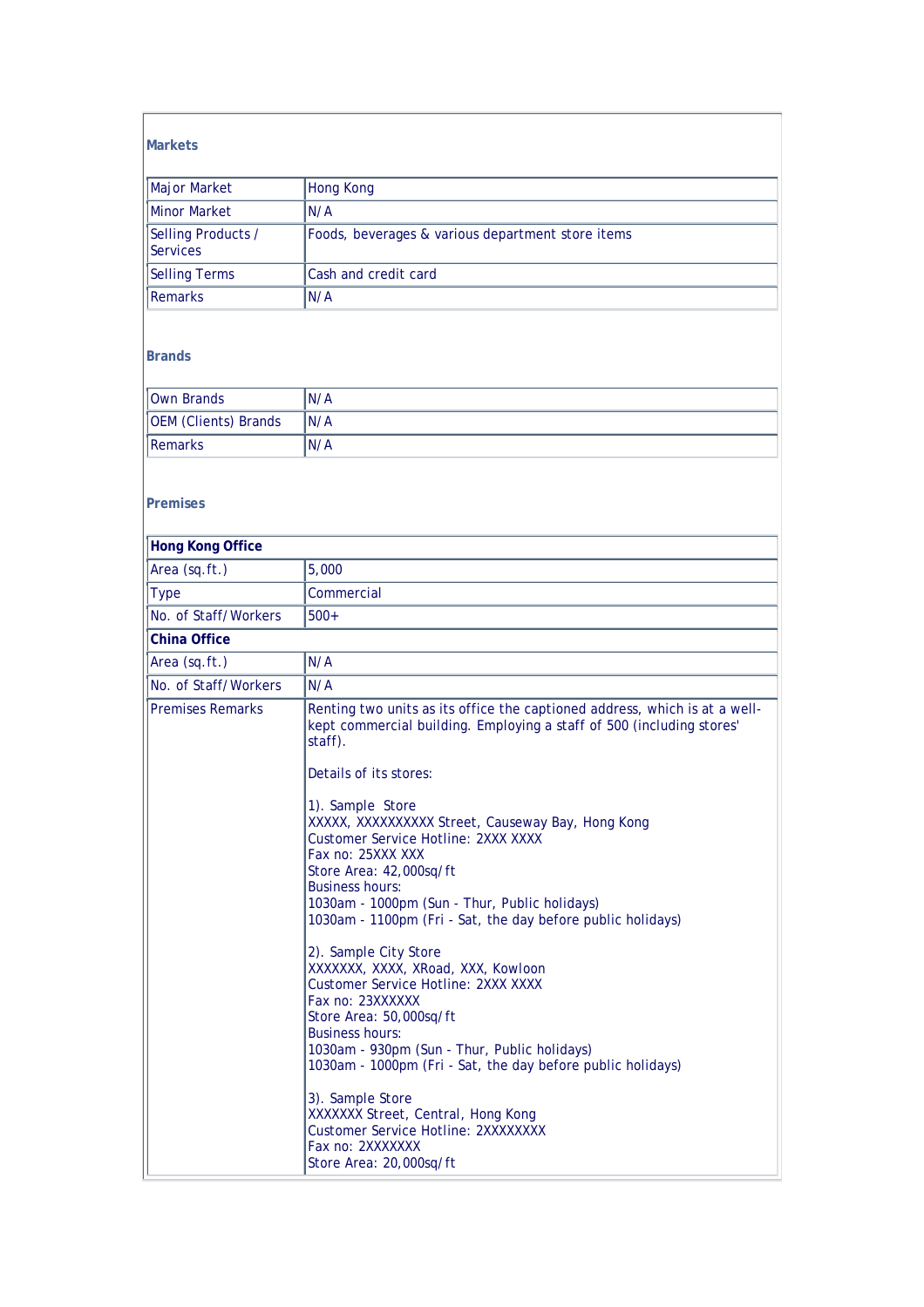### Markets

| Major Market | Hong Kong |
|---|---|
| Minor Market | N/A |
| Selling Products / Services | Foods, beverages & various department store items |
| Selling Terms | Cash and credit card |
| Remarks | N/A |

### Brands

| Own Brands | N/A |
|---|---|
| OEM (Clients) Brands | N/A |
| Remarks | N/A |

### Premises

| **Hong Kong Office** | |
|---|---|
| Area (sq.ft.) | 5,000 |
| Type | Commercial |
| No. of Staff/Workers | 500+ |
| **China Office** | |
| Area (sq.ft.) | N/A |
| No. of Staff/Workers | N/A |
| Premises Remarks | Renting two units as its office the captioned address, which is at a well-kept commercial building. Employing a staff of 500 (including stores' staff).<br><br>Details of its stores:<br><br>1). Sample Store<br>XXXXX, XXXXXXXXXX Street, Causeway Bay, Hong Kong<br>Customer Service Hotline: 2XXX XXXX<br>Fax no: 25XXX XXX<br>Store Area: 42,000sq/ft<br>Business hours:<br>1030am - 1000pm (Sun - Thur, Public holidays)<br>1030am - 1100pm (Fri - Sat, the day before public holidays)<br><br>2). Sample City Store<br>XXXXXXX, XXXX, XRoad, XXX, Kowloon<br>Customer Service Hotline: 2XXX XXXX<br>Fax no: 23XXXXXX<br>Store Area: 50,000sq/ft<br>Business hours:<br>1030am - 930pm (Sun - Thur, Public holidays)<br>1030am - 1000pm (Fri - Sat, the day before public holidays)<br><br>3). Sample Store<br>XXXXXXX Street, Central, Hong Kong<br>Customer Service Hotline: 2XXXXXXXX<br>Fax no: 2XXXXXXX<br>Store Area: 20,000sq/ft |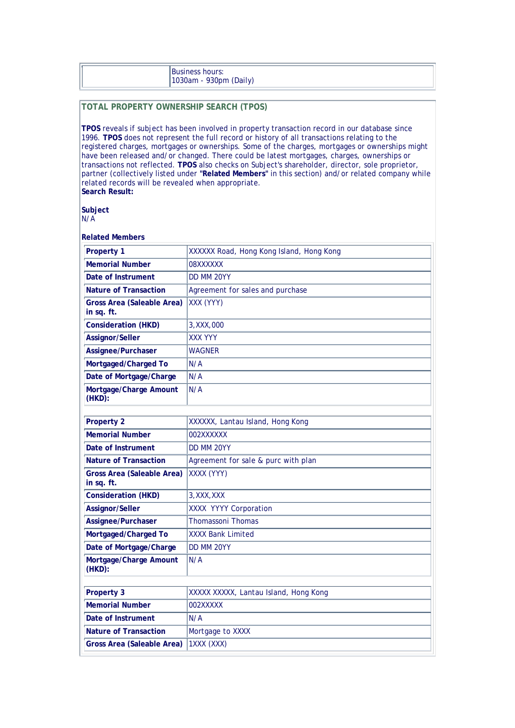| | Business hours:<br>1030am - 930pm (Daily) |
|---|---|

## TOTAL PROPERTY OWNERSHIP SEARCH (TPOS)

**TPOS** reveals if subject has been involved in property transaction record in our database since 1996. **TPOS** does not represent the full record or history of all transactions relating to the registered charges, mortgages or ownerships. Some of the charges, mortgages or ownerships might have been released and/or changed. There could be latest mortgages, charges, ownerships or transactions not reflected. **TPOS** also checks on Subject's shareholder, director, sole proprietor, partner (collectively listed under **"Related Members"** in this section) and/or related company while related records will be revealed when appropriate.
**Search Result:**

**Subject**
N/A

**Related Members**

| **Property 1** | XXXXXX Road, Hong Kong Island, Hong Kong |
|---|---|
| **Memorial Number** | 08XXXXXX |
| **Date of Instrument** | DD MM 20YY |
| **Nature of Transaction** | Agreement for sales and purchase |
| **Gross Area (Saleable Area) in sq. ft.** | XXX (YYY) |
| **Consideration (HKD)** | 3,XXX,000 |
| **Assignor/Seller** | XXX YYY |
| **Assignee/Purchaser** | WAGNER |
| **Mortgaged/Charged To** | N/A |
| **Date of Mortgage/Charge** | N/A |
| **Mortgage/Charge Amount (HKD):** | N/A |

| **Property 2** | XXXXXX, Lantau Island, Hong Kong |
|---|---|
| **Memorial Number** | 002XXXXXX |
| **Date of Instrument** | DD MM 20YY |
| **Nature of Transaction** | Agreement for sale & purc with plan |
| **Gross Area (Saleable Area) in sq. ft.** | XXXX (YYY) |
| **Consideration (HKD)** | 3,XXX,XXX |
| **Assignor/Seller** | XXXX YYYY Corporation |
| **Assignee/Purchaser** | Thomassoni Thomas |
| **Mortgaged/Charged To** | XXXX Bank Limited |
| **Date of Mortgage/Charge** | DD MM 20YY |
| **Mortgage/Charge Amount (HKD):** | N/A |

| **Property 3** | XXXXX XXXXX, Lantau Island, Hong Kong |
|---|---|
| **Memorial Number** | 002XXXXX |
| **Date of Instrument** | N/A |
| **Nature of Transaction** | Mortgage to XXXX |
| **Gross Area (Saleable Area)** | 1XXX (XXX) |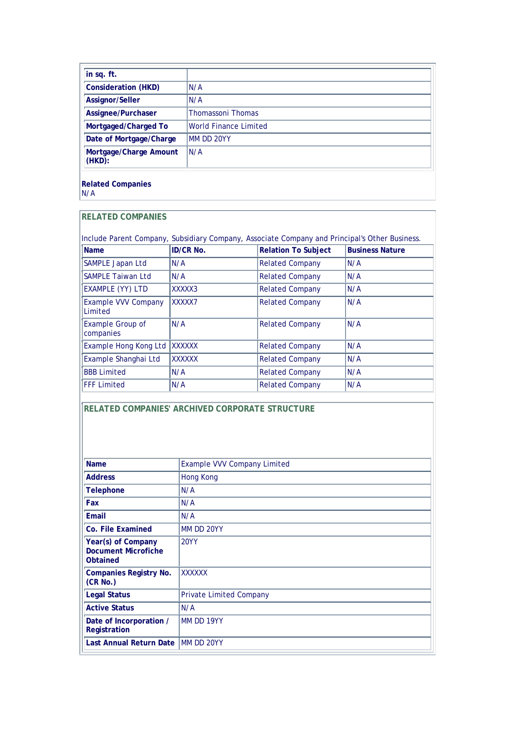| in sq. ft. | |
|---|---|
| **Consideration (HKD)** | N/A |
| **Assignor/Seller** | N/A |
| **Assignee/Purchaser** | Thomassoni Thomas |
| **Mortgaged/Charged To** | World Finance Limited |
| **Date of Mortgage/Charge** | MM DD 20YY |
| **Mortgage/Charge Amount (HKD):** | N/A |

**Related Companies**
N/A

## RELATED COMPANIES

Include Parent Company, Subsidiary Company, Associate Company and Principal's Other Business.

| Name | ID/CR No. | Relation To Subject | Business Nature |
|---|---|---|---|
| SAMPLE Japan Ltd | N/A | Related Company | N/A |
| SAMPLE Taiwan Ltd | N/A | Related Company | N/A |
| EXAMPLE (YY) LTD | XXXXX3 | Related Company | N/A |
| Example VVV Company Limited | XXXXX7 | Related Company | N/A |
| Example Group of companies | N/A | Related Company | N/A |
| Example Hong Kong Ltd | XXXXXX | Related Company | N/A |
| Example Shanghai Ltd | XXXXXX | Related Company | N/A |
| BBB Limited | N/A | Related Company | N/A |
| FFF Limited | N/A | Related Company | N/A |

## RELATED COMPANIES' ARCHIVED CORPORATE STRUCTURE

| Name | Example VVV Company Limited |
|---|---|
| **Address** | Hong Kong |
| **Telephone** | N/A |
| **Fax** | N/A |
| **Email** | N/A |
| **Co. File Examined** | MM DD 20YY |
| **Year(s) of Company Document Microfiche Obtained** | 20YY |
| **Companies Registry No. (CR No.)** | XXXXXX |
| **Legal Status** | Private Limited Company |
| **Active Status** | N/A |
| **Date of Incorporation / Registration** | MM DD 19YY |
| **Last Annual Return Date** | MM DD 20YY |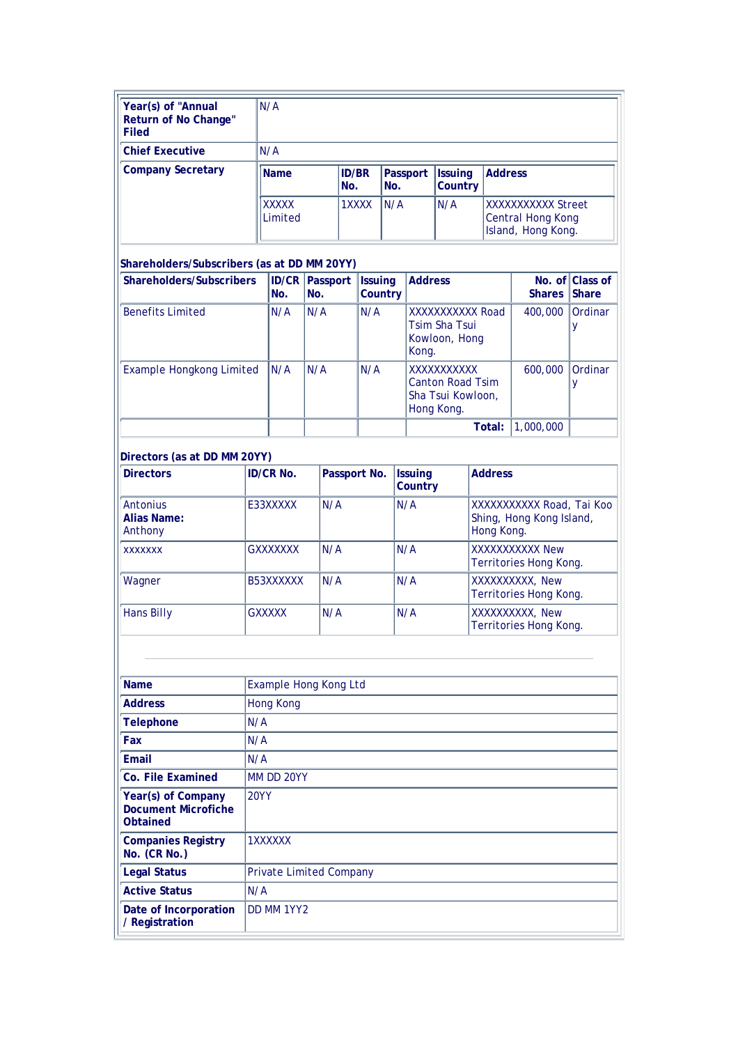| Year(s) of "Annual Return of No Change" Filed | N/A |
|---|---|
| Chief Executive | N/A |
| Company Secretary | |

| Name | ID/BR No. | Passport No. | Issuing Country | Address |
|---|---|---|---|---|
| XXXXX Limited | 1XXXX | N/A | N/A | XXXXXXXXXXX Street Central Hong Kong Island, Hong Kong. |

**Shareholders/Subscribers (as at DD MM 20YY)**

| Shareholders/Subscribers | ID/CR No. | Passport No. | Issuing Country | Address | No. of Shares | Class of Share |
|---|---|---|---|---|---|---|
| Benefits Limited | N/A | N/A | N/A | XXXXXXXXXXX Road Tsim Sha Tsui Kowloon, Hong Kong. | 400,000 | Ordinary |
| Example Hongkong Limited | N/A | N/A | N/A | XXXXXXXXXXX Canton Road Tsim Sha Tsui Kowloon, Hong Kong. | 600,000 | Ordinary |
| | | | | **Total:** | 1,000,000 | |

**Directors (as at DD MM 20YY)**

| Directors | ID/CR No. | Passport No. | Issuing Country | Address |
|---|---|---|---|---|
| Antonius **Alias Name:** Anthony | E33XXXXX | N/A | N/A | XXXXXXXXXXX Road, Tai Koo Shing, Hong Kong Island, Hong Kong. |
| XXXXXXX | GXXXXXXX | N/A | N/A | XXXXXXXXXXX New Territories Hong Kong. |
| Wagner | B53XXXXXX | N/A | N/A | XXXXXXXXXX, New Territories Hong Kong. |
| Hans Billy | GXXXXX | N/A | N/A | XXXXXXXXXX, New Territories Hong Kong. |

---

| Name | Example Hong Kong Ltd |
|---|---|
| Address | Hong Kong |
| Telephone | N/A |
| Fax | N/A |
| Email | N/A |
| Co. File Examined | MM DD 20YY |
| Year(s) of Company Document Microfiche Obtained | 20YY |
| Companies Registry No. (CR No.) | 1XXXXXX |
| Legal Status | Private Limited Company |
| Active Status | N/A |
| Date of Incorporation / Registration | DD MM 1YY2 |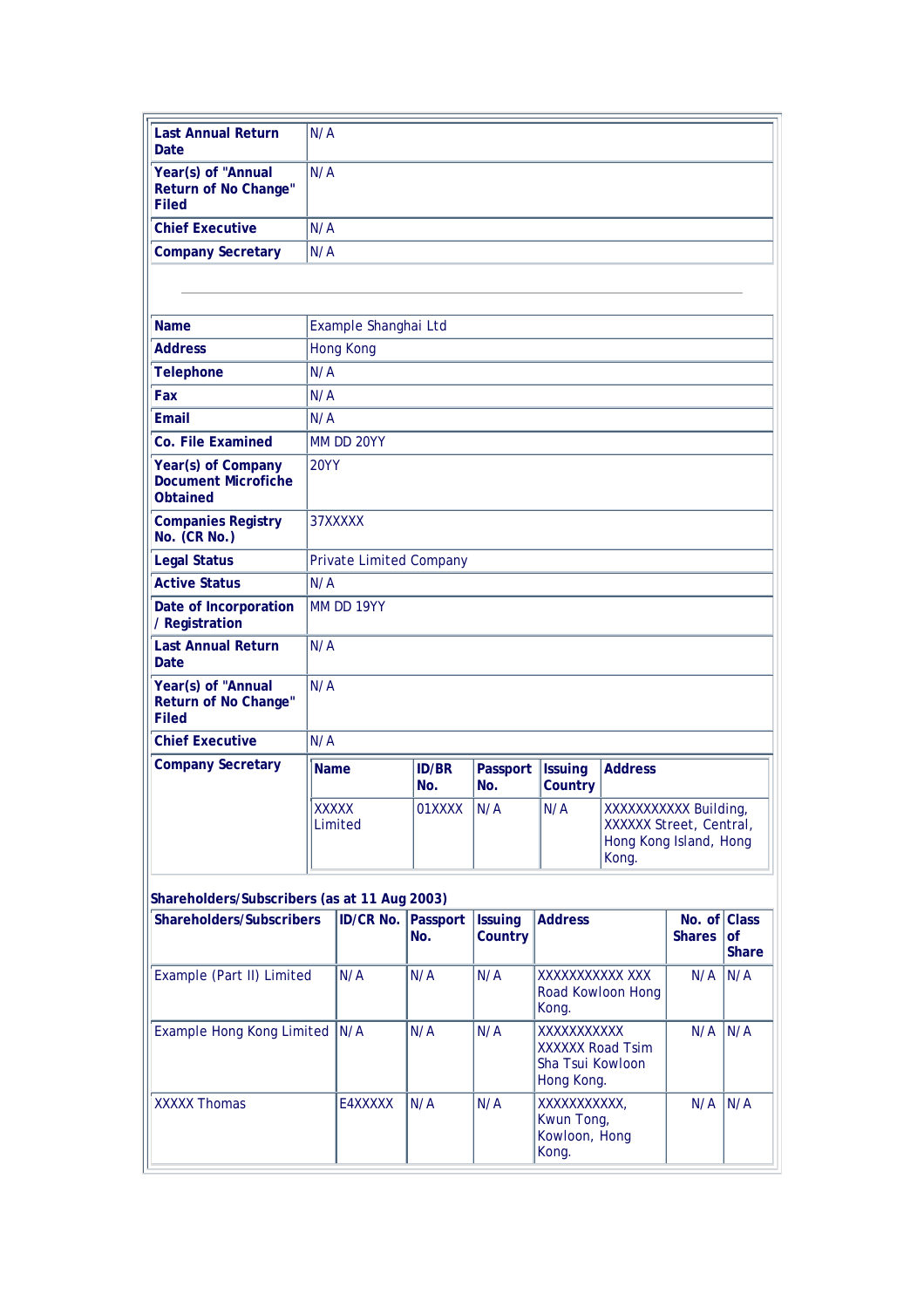| | |
|---|---|
| **Last Annual Return Date** | N/A |
| **Year(s) of "Annual Return of No Change" Filed** | N/A |
| **Chief Executive** | N/A |
| **Company Secretary** | N/A |

---

| | |
|---|---|
| **Name** | Example Shanghai Ltd |
| **Address** | Hong Kong |
| **Telephone** | N/A |
| **Fax** | N/A |
| **Email** | N/A |
| **Co. File Examined** | MM DD 20YY |
| **Year(s) of Company Document Microfiche Obtained** | 20YY |
| **Companies Registry No. (CR No.)** | 37XXXXX |
| **Legal Status** | Private Limited Company |
| **Active Status** | N/A |
| **Date of Incorporation / Registration** | MM DD 19YY |
| **Last Annual Return Date** | N/A |
| **Year(s) of "Annual Return of No Change" Filed** | N/A |
| **Chief Executive** | N/A |
| **Company Secretary** | |

| Name | ID/BR No. | Passport No. | Issuing Country | Address |
|---|---|---|---|---|
| XXXXX Limited | 01XXXX | N/A | N/A | XXXXXXXXXXX Building, XXXXXX Street, Central, Hong Kong Island, Hong Kong. |

**Shareholders/Subscribers (as at 11 Aug 2003)**

| Shareholders/Subscribers | ID/CR No. | Passport No. | Issuing Country | Address | No. of Shares | Class of Share |
|---|---|---|---|---|---|---|
| Example (Part II) Limited | N/A | N/A | N/A | XXXXXXXXXXX XXX Road Kowloon Hong Kong. | N/A | N/A |
| Example Hong Kong Limited | N/A | N/A | N/A | XXXXXXXXXXX XXXXXX Road Tsim Sha Tsui Kowloon Hong Kong. | N/A | N/A |
| XXXXX Thomas | E4XXXXX | N/A | N/A | XXXXXXXXXXX, Kwun Tong, Kowloon, Hong Kong. | N/A | N/A |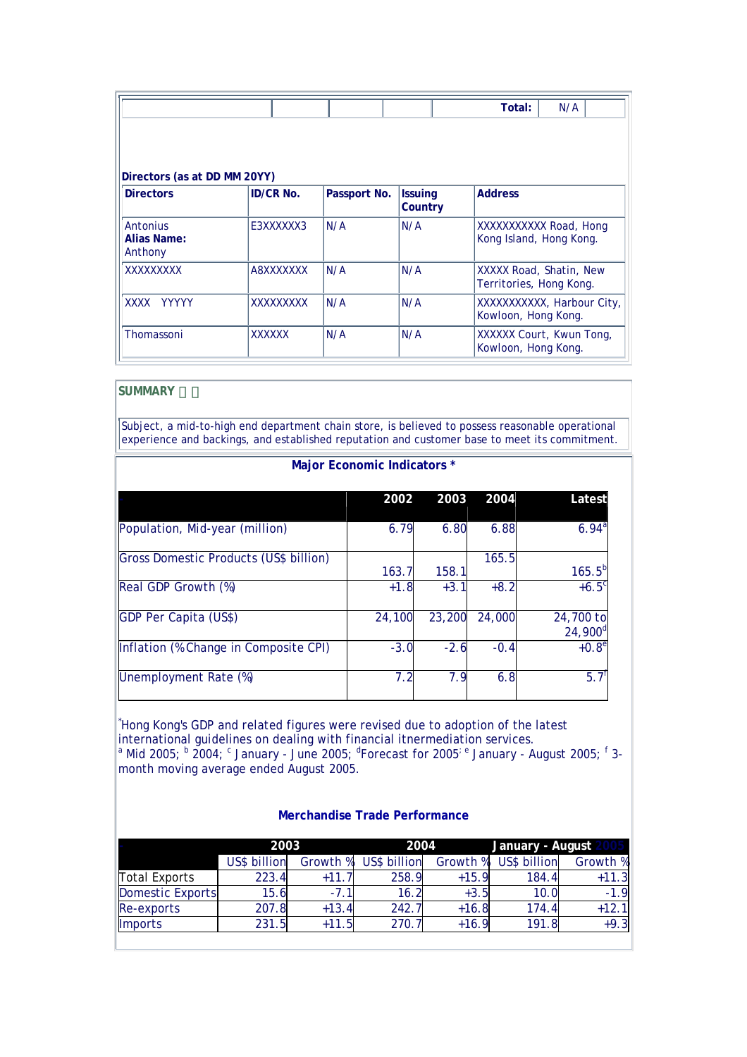| | | | | | Total: | N/A | |
|---|---|---|---|---|---|---|---|

**Directors (as at DD MM 20YY)**

| Directors | ID/CR No. | Passport No. | Issuing Country | Address |
|---|---|---|---|---|
| Antonius **Alias Name:** Anthony | E3XXXXXX3 | N/A | N/A | XXXXXXXXXXX Road, Hong Kong Island, Hong Kong. |
| XXXXXXXXX | A8XXXXXXX | N/A | N/A | XXXXX Road, Shatin, New Territories, Hong Kong. |
| XXXX YYYYY | XXXXXXXXX | N/A | N/A | XXXXXXXXXXX, Harbour City, Kowloon, Hong Kong. |
| Thomassoni | XXXXXX | N/A | N/A | XXXXXX Court, Kwun Tong, Kowloon, Hong Kong. |

**SUMMARY**

Subject, a mid-to-high end department chain store, is believed to possess reasonable operational experience and backings, and established reputation and customer base to meet its commitment.

**Major Economic Indicators ***

| | 2002 | 2003 | 2004 | Latest |
|---|---|---|---|---|
| Population, Mid-year (million) | 6.79 | 6.80 | 6.88 | 6.94[a] |
| Gross Domestic Products (US$ billion) | 163.7 | 158.1 | 165.5 | 165.5[b] |
| Real GDP Growth (%) | +1.8 | +3.1 | +8.2 | +6.5[c] |
| GDP Per Capita (US$) | 24,100 | 23,200 | 24,000 | 24,700 to 24,900[d] |
| Inflation (%Change in Composite CPI) | -3.0 | -2.6 | -0.4 | +0.8[e] |
| Unemployment Rate (%) | 7.2 | 7.9 | 6.8 | 5.7[f] |

*Hong Kong's GDP and related figures were revised due to adoption of the latest international guidelines on dealing with financial itnermediation services.
[a] Mid 2005; [b] 2004; [c] January - June 2005; [d]Forecast for 2005; [e] January - August 2005; [f] 3-month moving average ended August 2005.

**Merchandise Trade Performance**

| | 2003 | | 2004 | | January - August 2005 | |
|---|---|---|---|---|---|---|
| | US$ billion | Growth % | US$ billion | Growth % | US$ billion | Growth % |
| Total Exports | 223.4 | +11.7 | 258.9 | +15.9 | 184.4 | +11.3 |
| Domestic Exports | 15.6 | -7.1 | 16.2 | +3.5 | 10.0 | -1.9 |
| Re-exports | 207.8 | +13.4 | 242.7 | +16.8 | 174.4 | +12.1 |
| Imports | 231.5 | +11.5 | 270.7 | +16.9 | 191.8 | +9.3 |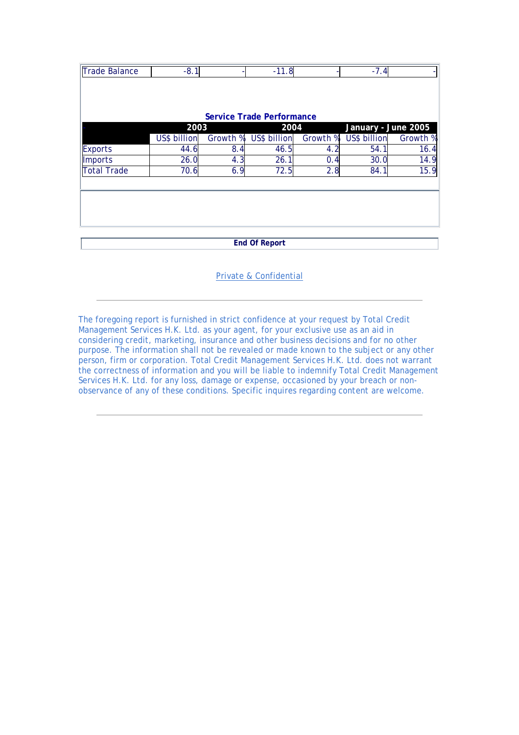| | | | | | | |
|---|---|---|---|---|---|---|
| Trade Balance | -8.1 | - | -11.8 | - | -7.4 | - |

**Service Trade Performance**

| | 2003 | | 2004 | | January - June 2005 | |
|---|---|---|---|---|---|---|
| | US$ billion | Growth % | US$ billion | Growth % | US$ billion | Growth % |
| Exports | 44.6 | 8.4 | 46.5 | 4.2 | 54.1 | 16.4 |
| Imports | 26.0 | 4.3 | 26.1 | 0.4 | 30.0 | 14.9 |
| Total Trade | 70.6 | 6.9 | 72.5 | 2.8 | 84.1 | 15.9 |

**End Of Report**

Private & Confidential

---

The foregoing report is furnished in strict confidence at your request by Total Credit Management Services H.K. Ltd. as your agent, for your exclusive use as an aid in considering credit, marketing, insurance and other business decisions and for no other purpose. The information shall not be revealed or made known to the subject or any other person, firm or corporation. Total Credit Management Services H.K. Ltd. does not warrant the correctness of information and you will be liable to indemnify Total Credit Management Services H.K. Ltd. for any loss, damage or expense, occasioned by your breach or non-observance of any of these conditions. Specific inquires regarding content are welcome.

---